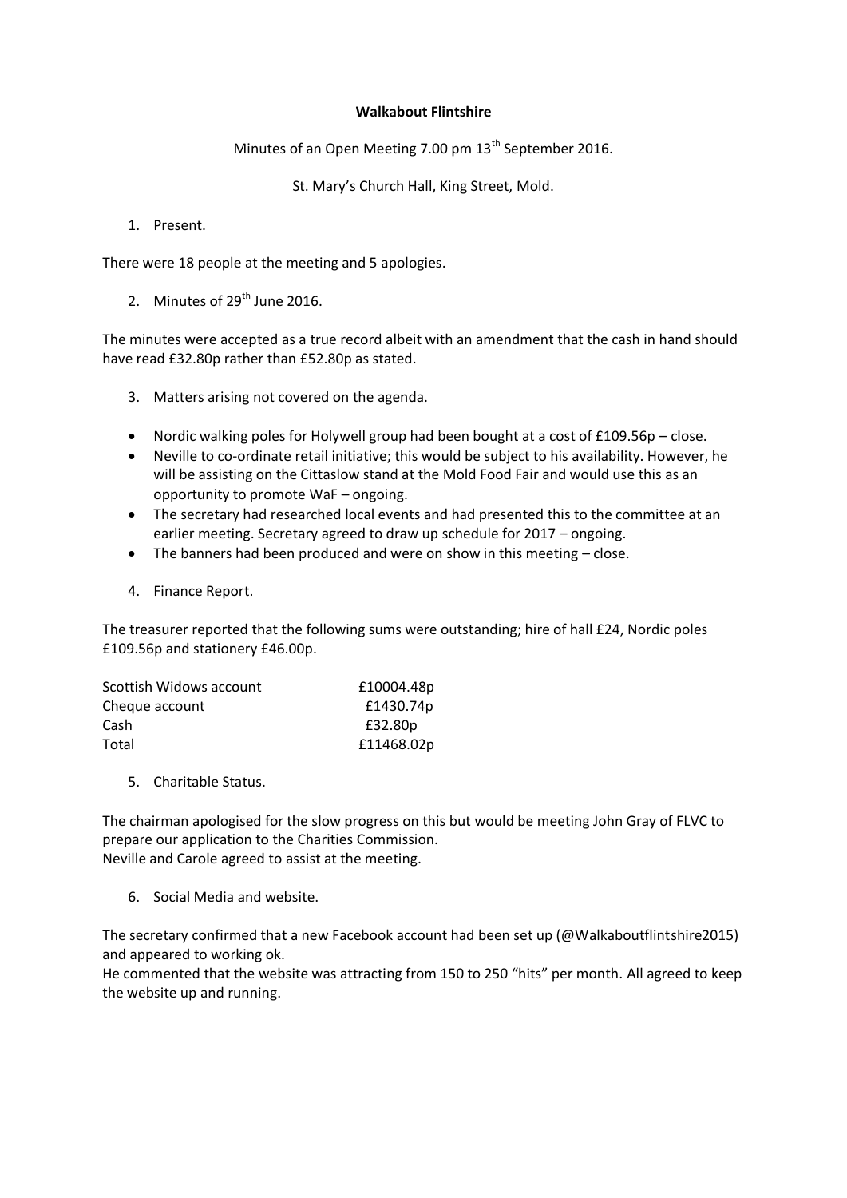**Walkabout Flintshire**

Minutes of an Open Meeting 7.00 pm 13th September 2016.

St. Mary's Church Hall, King Street, Mold.

1. Present.

There were 18 people at the meeting and 5 apologies.

2. Minutes of 29th June 2016.

The minutes were accepted as a true record albeit with an amendment that the cash in hand should have read £32.80p rather than £52.80p as stated.

3. Matters arising not covered on the agenda.

- Nordic walking poles for Holywell group had been bought at a cost of £109.56p – close.
- Neville to co-ordinate retail initiative; this would be subject to his availability. However, he will be assisting on the Cittaslow stand at the Mold Food Fair and would use this as an opportunity to promote WaF – ongoing.
- The secretary had researched local events and had presented this to the committee at an earlier meeting. Secretary agreed to draw up schedule for 2017 – ongoing.
- The banners had been produced and were on show in this meeting – close.

4. Finance Report.

The treasurer reported that the following sums were outstanding; hire of hall £24, Nordic poles £109.56p and stationery £46.00p.

| | |
|---|---|
| Scottish Widows account | £10004.48p |
| Cheque account | £1430.74p |
| Cash | £32.80p |
| Total | £11468.02p |

5. Charitable Status.

The chairman apologised for the slow progress on this but would be meeting John Gray of FLVC to prepare our application to the Charities Commission.
Neville and Carole agreed to assist at the meeting.

6. Social Media and website.

The secretary confirmed that a new Facebook account had been set up (@Walkaboutflintshire2015) and appeared to working ok.
He commented that the website was attracting from 150 to 250 "hits" per month. All agreed to keep the website up and running.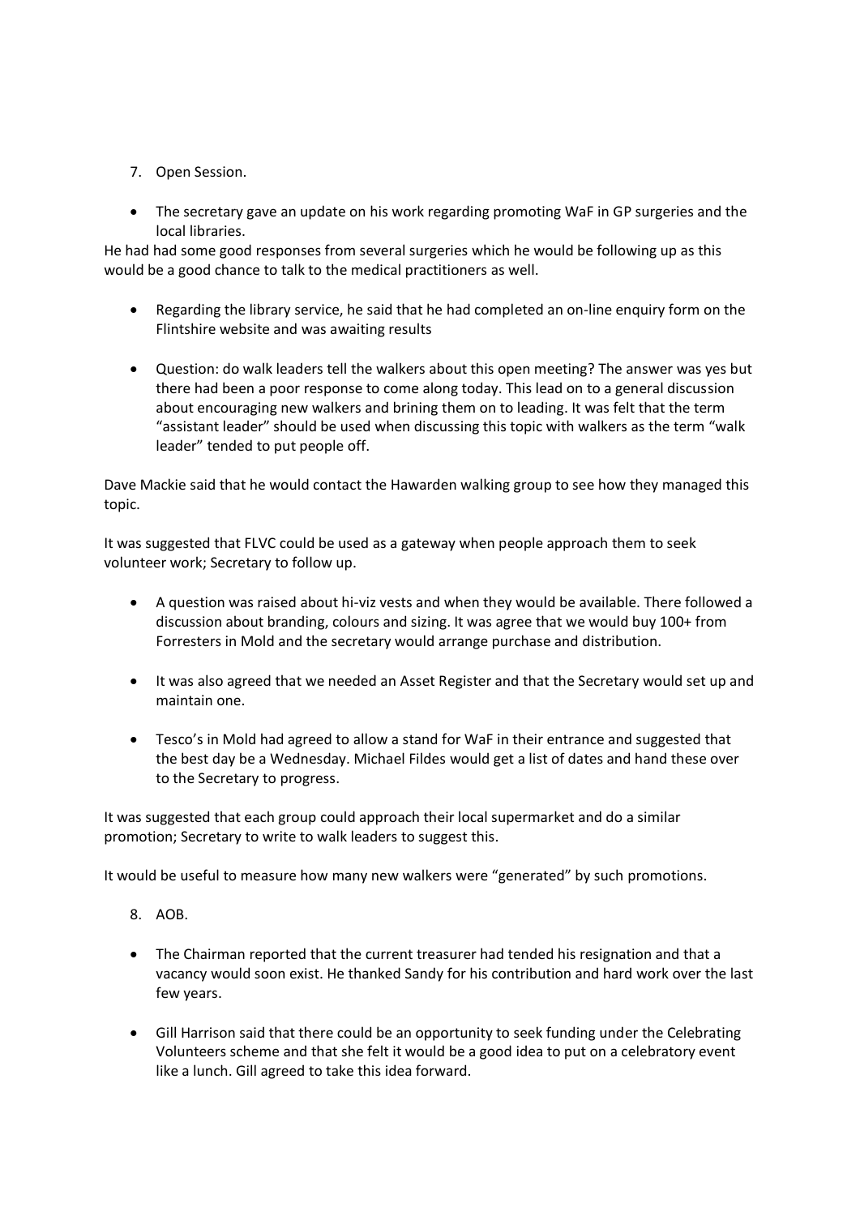7. Open Session.

- The secretary gave an update on his work regarding promoting WaF in GP surgeries and the local libraries.

He had had some good responses from several surgeries which he would be following up as this would be a good chance to talk to the medical practitioners as well.

- Regarding the library service, he said that he had completed an on-line enquiry form on the Flintshire website and was awaiting results
- Question: do walk leaders tell the walkers about this open meeting? The answer was yes but there had been a poor response to come along today. This lead on to a general discussion about encouraging new walkers and brining them on to leading. It was felt that the term "assistant leader" should be used when discussing this topic with walkers as the term "walk leader" tended to put people off.

Dave Mackie said that he would contact the Hawarden walking group to see how they managed this topic.

It was suggested that FLVC could be used as a gateway when people approach them to seek volunteer work; Secretary to follow up.

- A question was raised about hi-viz vests and when they would be available. There followed a discussion about branding, colours and sizing. It was agree that we would buy 100+ from Forresters in Mold and the secretary would arrange purchase and distribution.
- It was also agreed that we needed an Asset Register and that the Secretary would set up and maintain one.
- Tesco's in Mold had agreed to allow a stand for WaF in their entrance and suggested that the best day be a Wednesday. Michael Fildes would get a list of dates and hand these over to the Secretary to progress.

It was suggested that each group could approach their local supermarket and do a similar promotion; Secretary to write to walk leaders to suggest this.

It would be useful to measure how many new walkers were "generated" by such promotions.

8. AOB.

- The Chairman reported that the current treasurer had tended his resignation and that a vacancy would soon exist. He thanked Sandy for his contribution and hard work over the last few years.
- Gill Harrison said that there could be an opportunity to seek funding under the Celebrating Volunteers scheme and that she felt it would be a good idea to put on a celebratory event like a lunch. Gill agreed to take this idea forward.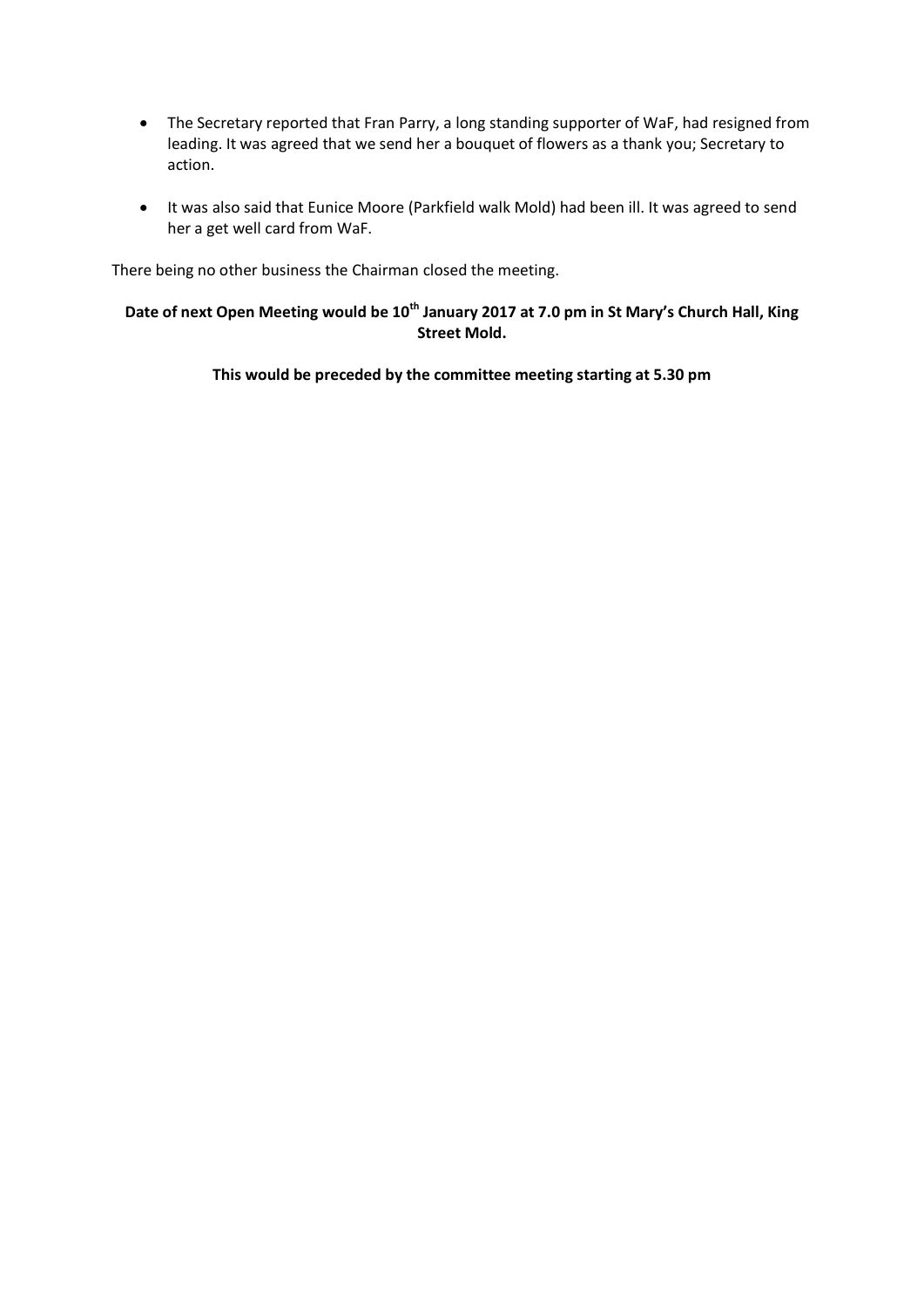- The Secretary reported that Fran Parry, a long standing supporter of WaF, had resigned from leading. It was agreed that we send her a bouquet of flowers as a thank you; Secretary to action.

- It was also said that Eunice Moore (Parkfield walk Mold) had been ill. It was agreed to send her a get well card from WaF.

There being no other business the Chairman closed the meeting.

**Date of next Open Meeting would be 10th January 2017 at 7.0 pm in St Mary's Church Hall, King Street Mold.**

**This would be preceded by the committee meeting starting at 5.30 pm**